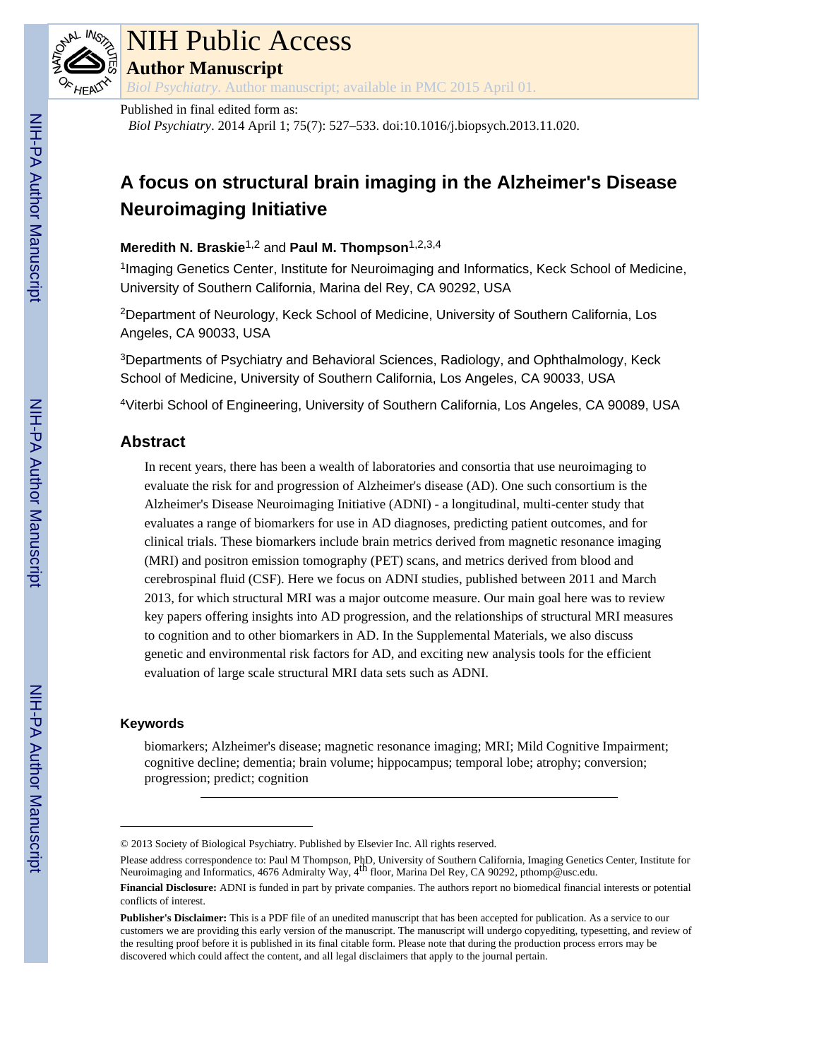# NIH Public Access

## Author Manuscript

*Biol Psychiatry*. Author manuscript; available in PMC 2015 April 01.

Published in final edited form as:

*Biol Psychiatry*. 2014 April 1; 75(7): 527–533. doi:10.1016/j.biopsych.2013.11.020.

# A focus on structural brain imaging in the Alzheimer's Disease Neuroimaging Initiative

**Meredith N. Braskie**[1,2] and **Paul M. Thompson**[1,2,3,4]

[1]Imaging Genetics Center, Institute for Neuroimaging and Informatics, Keck School of Medicine, University of Southern California, Marina del Rey, CA 90292, USA

[2]Department of Neurology, Keck School of Medicine, University of Southern California, Los Angeles, CA 90033, USA

[3]Departments of Psychiatry and Behavioral Sciences, Radiology, and Ophthalmology, Keck School of Medicine, University of Southern California, Los Angeles, CA 90033, USA

[4]Viterbi School of Engineering, University of Southern California, Los Angeles, CA 90089, USA

## Abstract

In recent years, there has been a wealth of laboratories and consortia that use neuroimaging to evaluate the risk for and progression of Alzheimer's disease (AD). One such consortium is the Alzheimer's Disease Neuroimaging Initiative (ADNI) - a longitudinal, multi-center study that evaluates a range of biomarkers for use in AD diagnoses, predicting patient outcomes, and for clinical trials. These biomarkers include brain metrics derived from magnetic resonance imaging (MRI) and positron emission tomography (PET) scans, and metrics derived from blood and cerebrospinal fluid (CSF). Here we focus on ADNI studies, published between 2011 and March 2013, for which structural MRI was a major outcome measure. Our main goal here was to review key papers offering insights into AD progression, and the relationships of structural MRI measures to cognition and to other biomarkers in AD. In the Supplemental Materials, we also discuss genetic and environmental risk factors for AD, and exciting new analysis tools for the efficient evaluation of large scale structural MRI data sets such as ADNI.

### Keywords

biomarkers; Alzheimer's disease; magnetic resonance imaging; MRI; Mild Cognitive Impairment; cognitive decline; dementia; brain volume; hippocampus; temporal lobe; atrophy; conversion; progression; predict; cognition

---

© 2013 Society of Biological Psychiatry. Published by Elsevier Inc. All rights reserved.

Please address correspondence to: Paul M Thompson, PhD, University of Southern California, Imaging Genetics Center, Institute for Neuroimaging and Informatics, 4676 Admiralty Way, 4th floor, Marina Del Rey, CA 90292, pthomp@usc.edu.

**Financial Disclosure:** ADNI is funded in part by private companies. The authors report no biomedical financial interests or potential conflicts of interest.

**Publisher's Disclaimer:** This is a PDF file of an unedited manuscript that has been accepted for publication. As a service to our customers we are providing this early version of the manuscript. The manuscript will undergo copyediting, typesetting, and review of the resulting proof before it is published in its final citable form. Please note that during the production process errors may be discovered which could affect the content, and all legal disclaimers that apply to the journal pertain.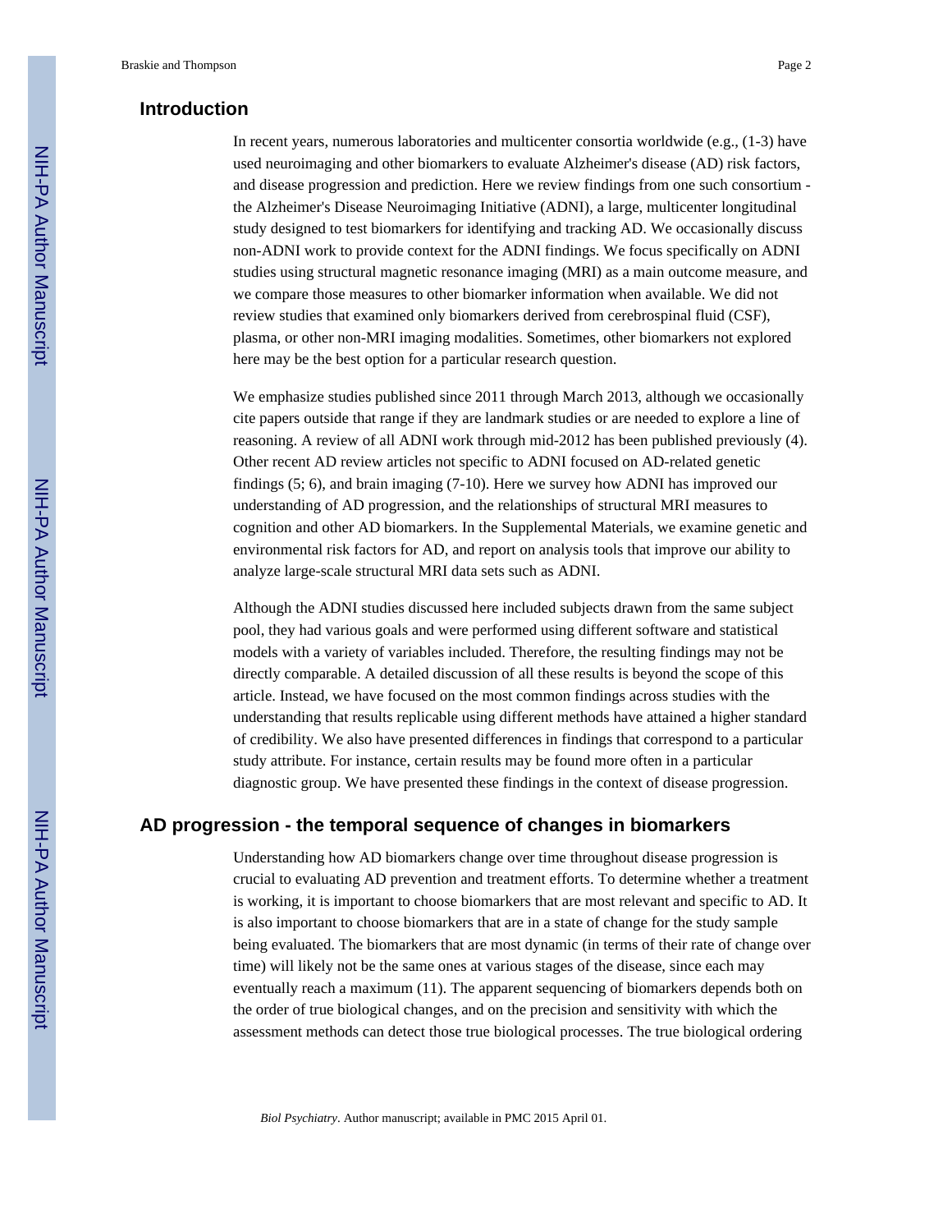## Introduction

In recent years, numerous laboratories and multicenter consortia worldwide (e.g., (1-3) have used neuroimaging and other biomarkers to evaluate Alzheimer's disease (AD) risk factors, and disease progression and prediction. Here we review findings from one such consortium - the Alzheimer's Disease Neuroimaging Initiative (ADNI), a large, multicenter longitudinal study designed to test biomarkers for identifying and tracking AD. We occasionally discuss non-ADNI work to provide context for the ADNI findings. We focus specifically on ADNI studies using structural magnetic resonance imaging (MRI) as a main outcome measure, and we compare those measures to other biomarker information when available. We did not review studies that examined only biomarkers derived from cerebrospinal fluid (CSF), plasma, or other non-MRI imaging modalities. Sometimes, other biomarkers not explored here may be the best option for a particular research question.

We emphasize studies published since 2011 through March 2013, although we occasionally cite papers outside that range if they are landmark studies or are needed to explore a line of reasoning. A review of all ADNI work through mid-2012 has been published previously (4). Other recent AD review articles not specific to ADNI focused on AD-related genetic findings (5; 6), and brain imaging (7-10). Here we survey how ADNI has improved our understanding of AD progression, and the relationships of structural MRI measures to cognition and other AD biomarkers. In the Supplemental Materials, we examine genetic and environmental risk factors for AD, and report on analysis tools that improve our ability to analyze large-scale structural MRI data sets such as ADNI.

Although the ADNI studies discussed here included subjects drawn from the same subject pool, they had various goals and were performed using different software and statistical models with a variety of variables included. Therefore, the resulting findings may not be directly comparable. A detailed discussion of all these results is beyond the scope of this article. Instead, we have focused on the most common findings across studies with the understanding that results replicable using different methods have attained a higher standard of credibility. We also have presented differences in findings that correspond to a particular study attribute. For instance, certain results may be found more often in a particular diagnostic group. We have presented these findings in the context of disease progression.

## AD progression - the temporal sequence of changes in biomarkers

Understanding how AD biomarkers change over time throughout disease progression is crucial to evaluating AD prevention and treatment efforts. To determine whether a treatment is working, it is important to choose biomarkers that are most relevant and specific to AD. It is also important to choose biomarkers that are in a state of change for the study sample being evaluated. The biomarkers that are most dynamic (in terms of their rate of change over time) will likely not be the same ones at various stages of the disease, since each may eventually reach a maximum (11). The apparent sequencing of biomarkers depends both on the order of true biological changes, and on the precision and sensitivity with which the assessment methods can detect those true biological processes. The true biological ordering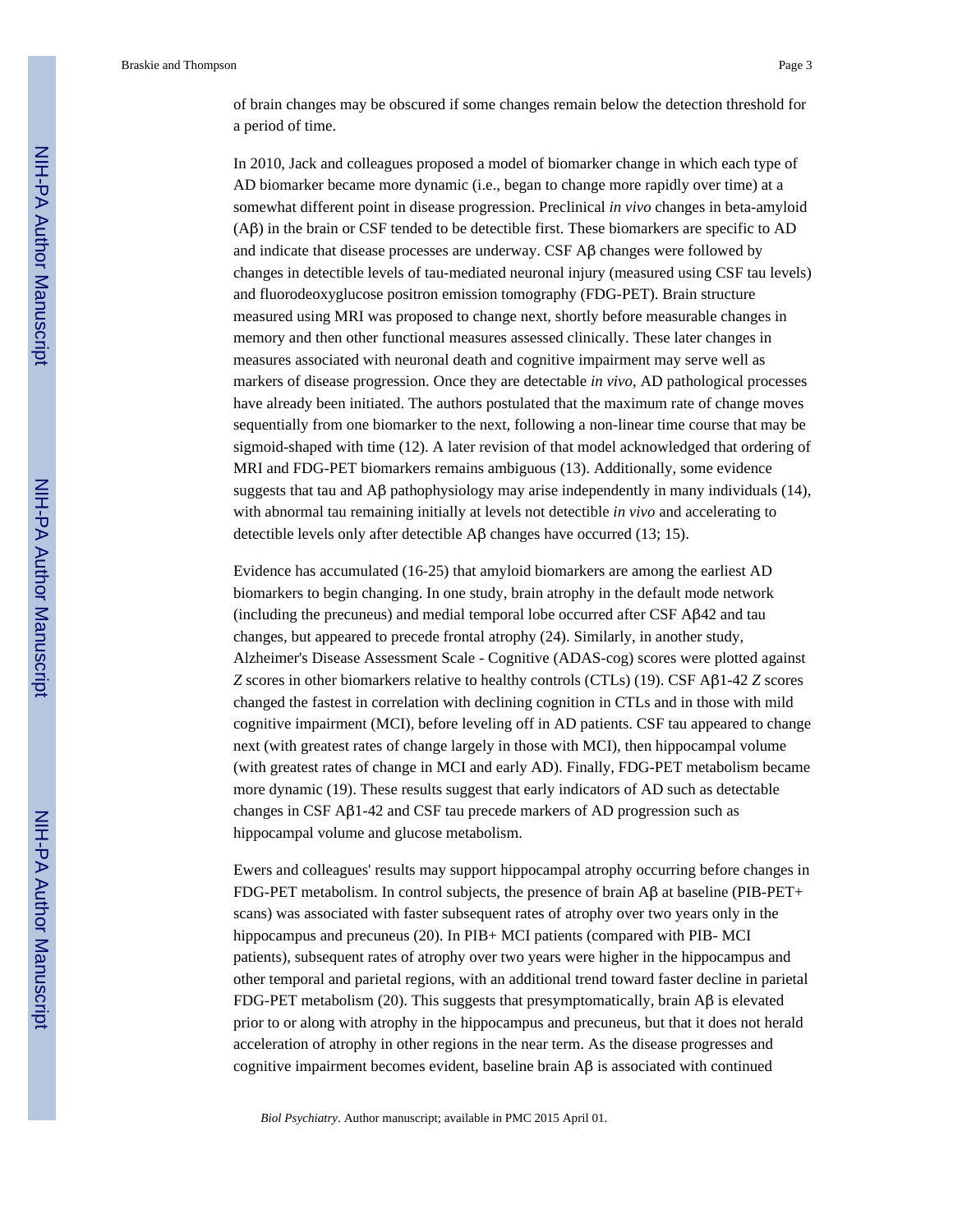of brain changes may be obscured if some changes remain below the detection threshold for a period of time.

In 2010, Jack and colleagues proposed a model of biomarker change in which each type of AD biomarker became more dynamic (i.e., began to change more rapidly over time) at a somewhat different point in disease progression. Preclinical *in vivo* changes in beta-amyloid (Aβ) in the brain or CSF tended to be detectible first. These biomarkers are specific to AD and indicate that disease processes are underway. CSF Aβ changes were followed by changes in detectible levels of tau-mediated neuronal injury (measured using CSF tau levels) and fluorodeoxyglucose positron emission tomography (FDG-PET). Brain structure measured using MRI was proposed to change next, shortly before measurable changes in memory and then other functional measures assessed clinically. These later changes in measures associated with neuronal death and cognitive impairment may serve well as markers of disease progression. Once they are detectable *in vivo*, AD pathological processes have already been initiated. The authors postulated that the maximum rate of change moves sequentially from one biomarker to the next, following a non-linear time course that may be sigmoid-shaped with time (12). A later revision of that model acknowledged that ordering of MRI and FDG-PET biomarkers remains ambiguous (13). Additionally, some evidence suggests that tau and Aβ pathophysiology may arise independently in many individuals (14), with abnormal tau remaining initially at levels not detectible *in vivo* and accelerating to detectible levels only after detectible Aβ changes have occurred (13; 15).

Evidence has accumulated (16-25) that amyloid biomarkers are among the earliest AD biomarkers to begin changing. In one study, brain atrophy in the default mode network (including the precuneus) and medial temporal lobe occurred after CSF Aβ42 and tau changes, but appeared to precede frontal atrophy (24). Similarly, in another study, Alzheimer's Disease Assessment Scale - Cognitive (ADAS-cog) scores were plotted against *Z* scores in other biomarkers relative to healthy controls (CTLs) (19). CSF Aβ1-42 *Z* scores changed the fastest in correlation with declining cognition in CTLs and in those with mild cognitive impairment (MCI), before leveling off in AD patients. CSF tau appeared to change next (with greatest rates of change largely in those with MCI), then hippocampal volume (with greatest rates of change in MCI and early AD). Finally, FDG-PET metabolism became more dynamic (19). These results suggest that early indicators of AD such as detectable changes in CSF Aβ1-42 and CSF tau precede markers of AD progression such as hippocampal volume and glucose metabolism.

Ewers and colleagues' results may support hippocampal atrophy occurring before changes in FDG-PET metabolism. In control subjects, the presence of brain Aβ at baseline (PIB-PET+ scans) was associated with faster subsequent rates of atrophy over two years only in the hippocampus and precuneus (20). In PIB+ MCI patients (compared with PIB- MCI patients), subsequent rates of atrophy over two years were higher in the hippocampus and other temporal and parietal regions, with an additional trend toward faster decline in parietal FDG-PET metabolism (20). This suggests that presymptomatically, brain Aβ is elevated prior to or along with atrophy in the hippocampus and precuneus, but that it does not herald acceleration of atrophy in other regions in the near term. As the disease progresses and cognitive impairment becomes evident, baseline brain Aβ is associated with continued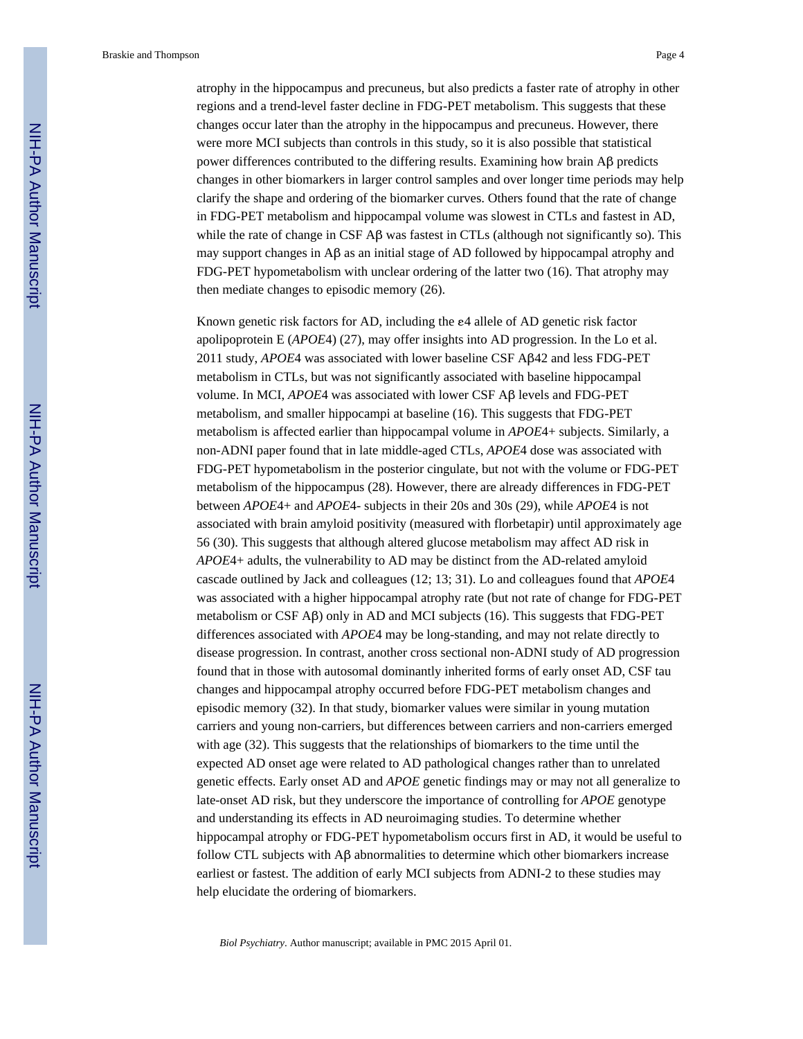atrophy in the hippocampus and precuneus, but also predicts a faster rate of atrophy in other regions and a trend-level faster decline in FDG-PET metabolism. This suggests that these changes occur later than the atrophy in the hippocampus and precuneus. However, there were more MCI subjects than controls in this study, so it is also possible that statistical power differences contributed to the differing results. Examining how brain Aβ predicts changes in other biomarkers in larger control samples and over longer time periods may help clarify the shape and ordering of the biomarker curves. Others found that the rate of change in FDG-PET metabolism and hippocampal volume was slowest in CTLs and fastest in AD, while the rate of change in CSF Aβ was fastest in CTLs (although not significantly so). This may support changes in Aβ as an initial stage of AD followed by hippocampal atrophy and FDG-PET hypometabolism with unclear ordering of the latter two (16). That atrophy may then mediate changes to episodic memory (26).

Known genetic risk factors for AD, including the ε4 allele of AD genetic risk factor apolipoprotein E (*APOE*4) (27), may offer insights into AD progression. In the Lo et al. 2011 study, *APOE*4 was associated with lower baseline CSF Aβ42 and less FDG-PET metabolism in CTLs, but was not significantly associated with baseline hippocampal volume. In MCI, *APOE*4 was associated with lower CSF Aβ levels and FDG-PET metabolism, and smaller hippocampi at baseline (16). This suggests that FDG-PET metabolism is affected earlier than hippocampal volume in *APOE*4+ subjects. Similarly, a non-ADNI paper found that in late middle-aged CTLs, *APOE*4 dose was associated with FDG-PET hypometabolism in the posterior cingulate, but not with the volume or FDG-PET metabolism of the hippocampus (28). However, there are already differences in FDG-PET between *APOE*4+ and *APOE*4- subjects in their 20s and 30s (29), while *APOE*4 is not associated with brain amyloid positivity (measured with florbetapir) until approximately age 56 (30). This suggests that although altered glucose metabolism may affect AD risk in *APOE*4+ adults, the vulnerability to AD may be distinct from the AD-related amyloid cascade outlined by Jack and colleagues (12; 13; 31). Lo and colleagues found that *APOE*4 was associated with a higher hippocampal atrophy rate (but not rate of change for FDG-PET metabolism or CSF Aβ) only in AD and MCI subjects (16). This suggests that FDG-PET differences associated with *APOE*4 may be long-standing, and may not relate directly to disease progression. In contrast, another cross sectional non-ADNI study of AD progression found that in those with autosomal dominantly inherited forms of early onset AD, CSF tau changes and hippocampal atrophy occurred before FDG-PET metabolism changes and episodic memory (32). In that study, biomarker values were similar in young mutation carriers and young non-carriers, but differences between carriers and non-carriers emerged with age (32). This suggests that the relationships of biomarkers to the time until the expected AD onset age were related to AD pathological changes rather than to unrelated genetic effects. Early onset AD and *APOE* genetic findings may or may not all generalize to late-onset AD risk, but they underscore the importance of controlling for *APOE* genotype and understanding its effects in AD neuroimaging studies. To determine whether hippocampal atrophy or FDG-PET hypometabolism occurs first in AD, it would be useful to follow CTL subjects with Aβ abnormalities to determine which other biomarkers increase earliest or fastest. The addition of early MCI subjects from ADNI-2 to these studies may help elucidate the ordering of biomarkers.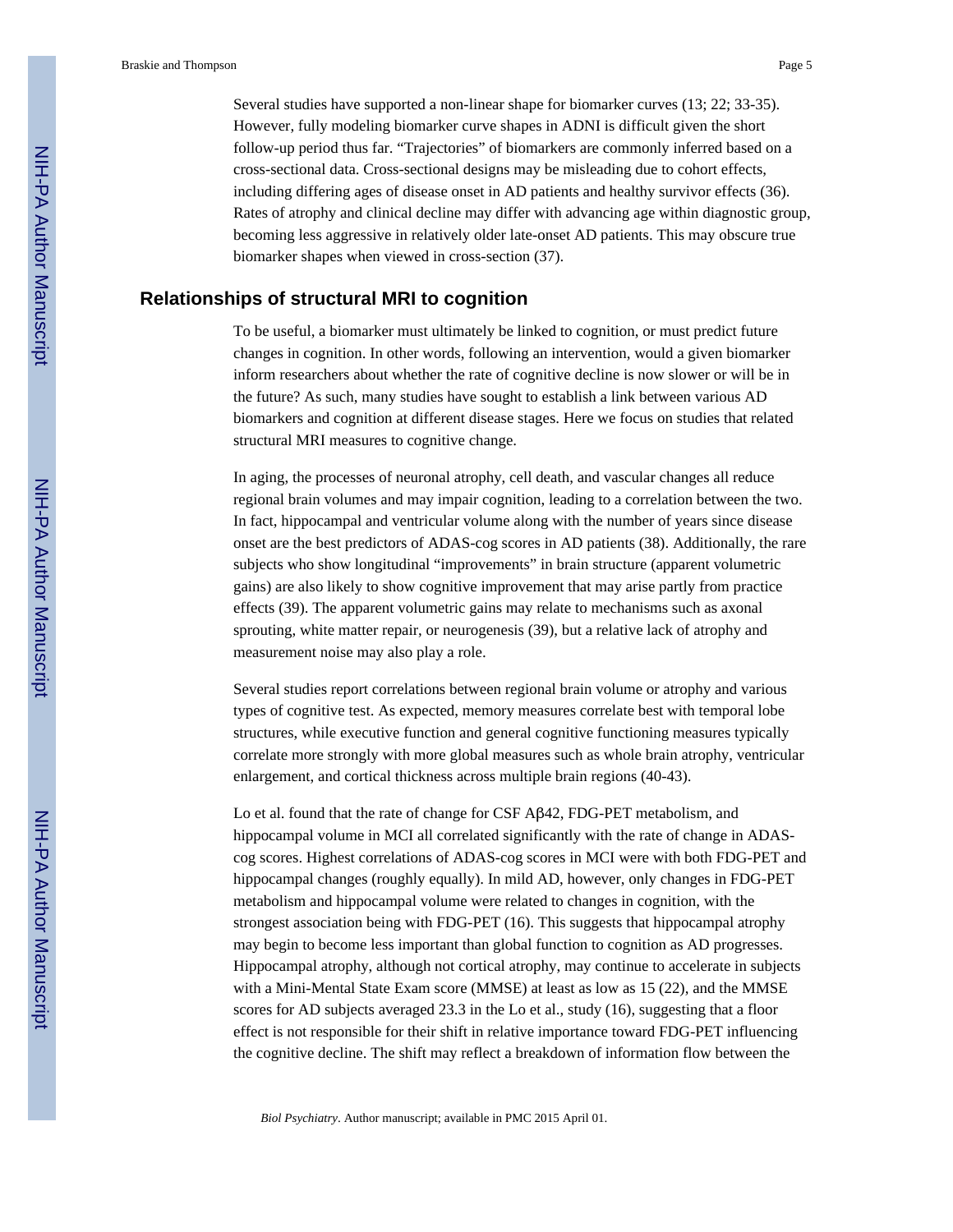Several studies have supported a non-linear shape for biomarker curves (13; 22; 33-35). However, fully modeling biomarker curve shapes in ADNI is difficult given the short follow-up period thus far. "Trajectories" of biomarkers are commonly inferred based on a cross-sectional data. Cross-sectional designs may be misleading due to cohort effects, including differing ages of disease onset in AD patients and healthy survivor effects (36). Rates of atrophy and clinical decline may differ with advancing age within diagnostic group, becoming less aggressive in relatively older late-onset AD patients. This may obscure true biomarker shapes when viewed in cross-section (37).

## Relationships of structural MRI to cognition

To be useful, a biomarker must ultimately be linked to cognition, or must predict future changes in cognition. In other words, following an intervention, would a given biomarker inform researchers about whether the rate of cognitive decline is now slower or will be in the future? As such, many studies have sought to establish a link between various AD biomarkers and cognition at different disease stages. Here we focus on studies that related structural MRI measures to cognitive change.

In aging, the processes of neuronal atrophy, cell death, and vascular changes all reduce regional brain volumes and may impair cognition, leading to a correlation between the two. In fact, hippocampal and ventricular volume along with the number of years since disease onset are the best predictors of ADAS-cog scores in AD patients (38). Additionally, the rare subjects who show longitudinal "improvements" in brain structure (apparent volumetric gains) are also likely to show cognitive improvement that may arise partly from practice effects (39). The apparent volumetric gains may relate to mechanisms such as axonal sprouting, white matter repair, or neurogenesis (39), but a relative lack of atrophy and measurement noise may also play a role.

Several studies report correlations between regional brain volume or atrophy and various types of cognitive test. As expected, memory measures correlate best with temporal lobe structures, while executive function and general cognitive functioning measures typically correlate more strongly with more global measures such as whole brain atrophy, ventricular enlargement, and cortical thickness across multiple brain regions (40-43).

Lo et al. found that the rate of change for CSF Aβ42, FDG-PET metabolism, and hippocampal volume in MCI all correlated significantly with the rate of change in ADAS-cog scores. Highest correlations of ADAS-cog scores in MCI were with both FDG-PET and hippocampal changes (roughly equally). In mild AD, however, only changes in FDG-PET metabolism and hippocampal volume were related to changes in cognition, with the strongest association being with FDG-PET (16). This suggests that hippocampal atrophy may begin to become less important than global function to cognition as AD progresses. Hippocampal atrophy, although not cortical atrophy, may continue to accelerate in subjects with a Mini-Mental State Exam score (MMSE) at least as low as 15 (22), and the MMSE scores for AD subjects averaged 23.3 in the Lo et al., study (16), suggesting that a floor effect is not responsible for their shift in relative importance toward FDG-PET influencing the cognitive decline. The shift may reflect a breakdown of information flow between the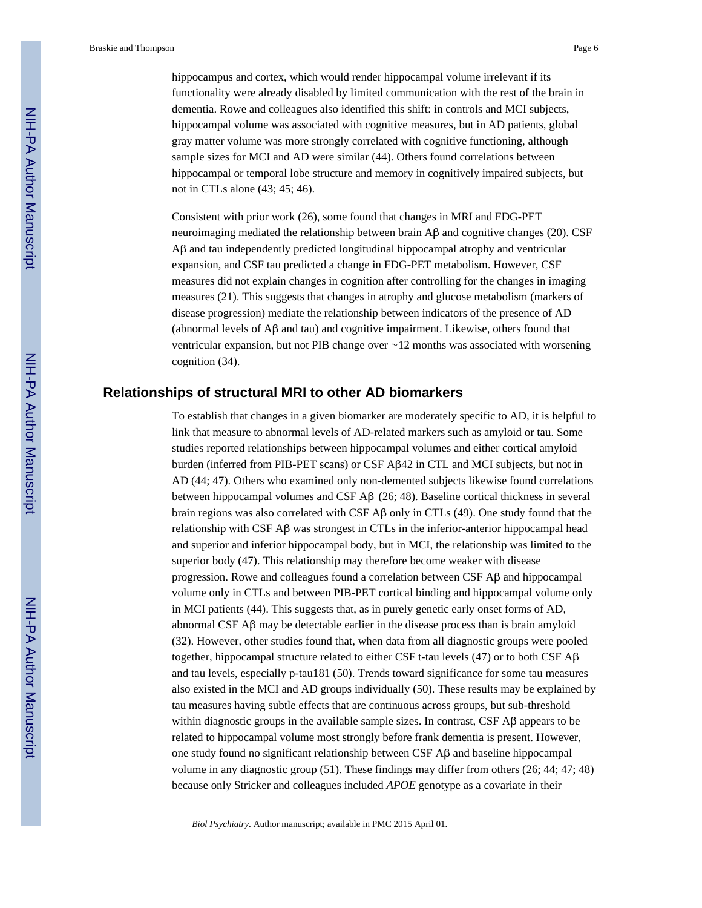hippocampus and cortex, which would render hippocampal volume irrelevant if its functionality were already disabled by limited communication with the rest of the brain in dementia. Rowe and colleagues also identified this shift: in controls and MCI subjects, hippocampal volume was associated with cognitive measures, but in AD patients, global gray matter volume was more strongly correlated with cognitive functioning, although sample sizes for MCI and AD were similar (44). Others found correlations between hippocampal or temporal lobe structure and memory in cognitively impaired subjects, but not in CTLs alone (43; 45; 46).

Consistent with prior work (26), some found that changes in MRI and FDG-PET neuroimaging mediated the relationship between brain Aβ and cognitive changes (20). CSF Aβ and tau independently predicted longitudinal hippocampal atrophy and ventricular expansion, and CSF tau predicted a change in FDG-PET metabolism. However, CSF measures did not explain changes in cognition after controlling for the changes in imaging measures (21). This suggests that changes in atrophy and glucose metabolism (markers of disease progression) mediate the relationship between indicators of the presence of AD (abnormal levels of Aβ and tau) and cognitive impairment. Likewise, others found that ventricular expansion, but not PIB change over ~12 months was associated with worsening cognition (34).

## Relationships of structural MRI to other AD biomarkers

To establish that changes in a given biomarker are moderately specific to AD, it is helpful to link that measure to abnormal levels of AD-related markers such as amyloid or tau. Some studies reported relationships between hippocampal volumes and either cortical amyloid burden (inferred from PIB-PET scans) or CSF Aβ42 in CTL and MCI subjects, but not in AD (44; 47). Others who examined only non-demented subjects likewise found correlations between hippocampal volumes and CSF Aβ (26; 48). Baseline cortical thickness in several brain regions was also correlated with CSF Aβ only in CTLs (49). One study found that the relationship with CSF Aβ was strongest in CTLs in the inferior-anterior hippocampal head and superior and inferior hippocampal body, but in MCI, the relationship was limited to the superior body (47). This relationship may therefore become weaker with disease progression. Rowe and colleagues found a correlation between CSF Aβ and hippocampal volume only in CTLs and between PIB-PET cortical binding and hippocampal volume only in MCI patients (44). This suggests that, as in purely genetic early onset forms of AD, abnormal CSF Aβ may be detectable earlier in the disease process than is brain amyloid (32). However, other studies found that, when data from all diagnostic groups were pooled together, hippocampal structure related to either CSF t-tau levels (47) or to both CSF Aβ and tau levels, especially p-tau181 (50). Trends toward significance for some tau measures also existed in the MCI and AD groups individually (50). These results may be explained by tau measures having subtle effects that are continuous across groups, but sub-threshold within diagnostic groups in the available sample sizes. In contrast, CSF Aβ appears to be related to hippocampal volume most strongly before frank dementia is present. However, one study found no significant relationship between CSF Aβ and baseline hippocampal volume in any diagnostic group (51). These findings may differ from others (26; 44; 47; 48) because only Stricker and colleagues included *APOE* genotype as a covariate in their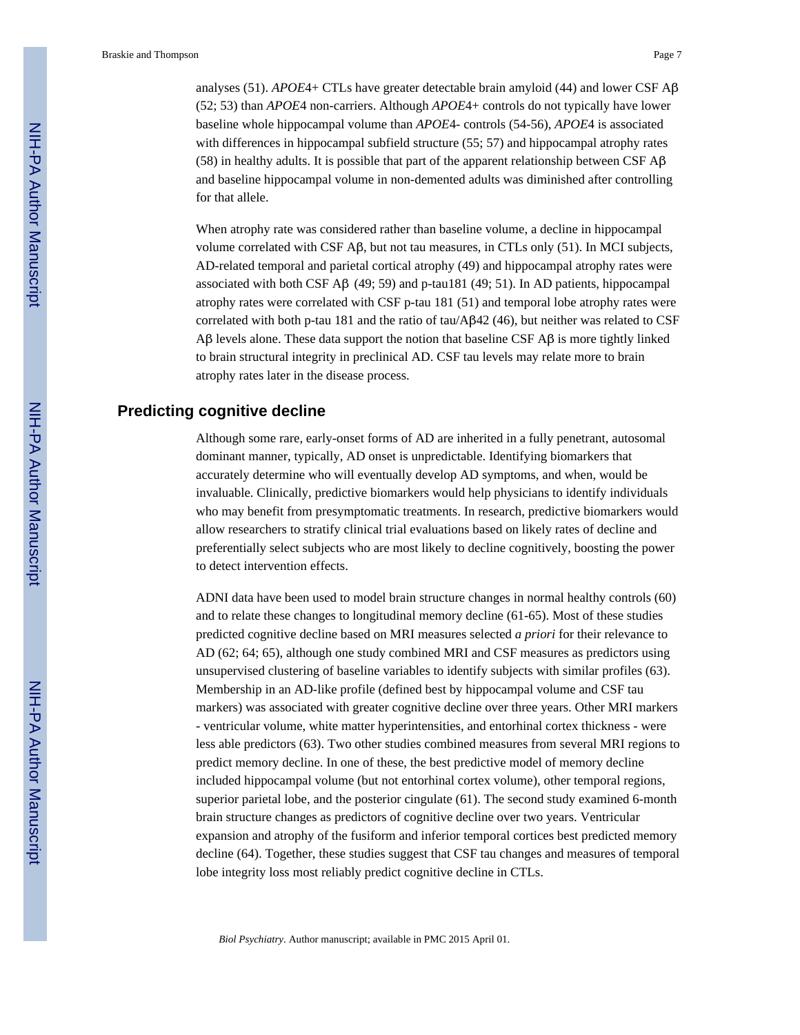analyses (51). *APOE*4+ CTLs have greater detectable brain amyloid (44) and lower CSF Aβ (52; 53) than *APOE*4 non-carriers. Although *APOE*4+ controls do not typically have lower baseline whole hippocampal volume than *APOE*4- controls (54-56), *APOE*4 is associated with differences in hippocampal subfield structure (55; 57) and hippocampal atrophy rates (58) in healthy adults. It is possible that part of the apparent relationship between CSF Aβ and baseline hippocampal volume in non-demented adults was diminished after controlling for that allele.

When atrophy rate was considered rather than baseline volume, a decline in hippocampal volume correlated with CSF Aβ, but not tau measures, in CTLs only (51). In MCI subjects, AD-related temporal and parietal cortical atrophy (49) and hippocampal atrophy rates were associated with both CSF Aβ (49; 59) and p-tau181 (49; 51). In AD patients, hippocampal atrophy rates were correlated with CSF p-tau 181 (51) and temporal lobe atrophy rates were correlated with both p-tau 181 and the ratio of tau/Aβ42 (46), but neither was related to CSF Aβ levels alone. These data support the notion that baseline CSF Aβ is more tightly linked to brain structural integrity in preclinical AD. CSF tau levels may relate more to brain atrophy rates later in the disease process.

## Predicting cognitive decline

Although some rare, early-onset forms of AD are inherited in a fully penetrant, autosomal dominant manner, typically, AD onset is unpredictable. Identifying biomarkers that accurately determine who will eventually develop AD symptoms, and when, would be invaluable. Clinically, predictive biomarkers would help physicians to identify individuals who may benefit from presymptomatic treatments. In research, predictive biomarkers would allow researchers to stratify clinical trial evaluations based on likely rates of decline and preferentially select subjects who are most likely to decline cognitively, boosting the power to detect intervention effects.

ADNI data have been used to model brain structure changes in normal healthy controls (60) and to relate these changes to longitudinal memory decline (61-65). Most of these studies predicted cognitive decline based on MRI measures selected *a priori* for their relevance to AD (62; 64; 65), although one study combined MRI and CSF measures as predictors using unsupervised clustering of baseline variables to identify subjects with similar profiles (63). Membership in an AD-like profile (defined best by hippocampal volume and CSF tau markers) was associated with greater cognitive decline over three years. Other MRI markers - ventricular volume, white matter hyperintensities, and entorhinal cortex thickness - were less able predictors (63). Two other studies combined measures from several MRI regions to predict memory decline. In one of these, the best predictive model of memory decline included hippocampal volume (but not entorhinal cortex volume), other temporal regions, superior parietal lobe, and the posterior cingulate (61). The second study examined 6-month brain structure changes as predictors of cognitive decline over two years. Ventricular expansion and atrophy of the fusiform and inferior temporal cortices best predicted memory decline (64). Together, these studies suggest that CSF tau changes and measures of temporal lobe integrity loss most reliably predict cognitive decline in CTLs.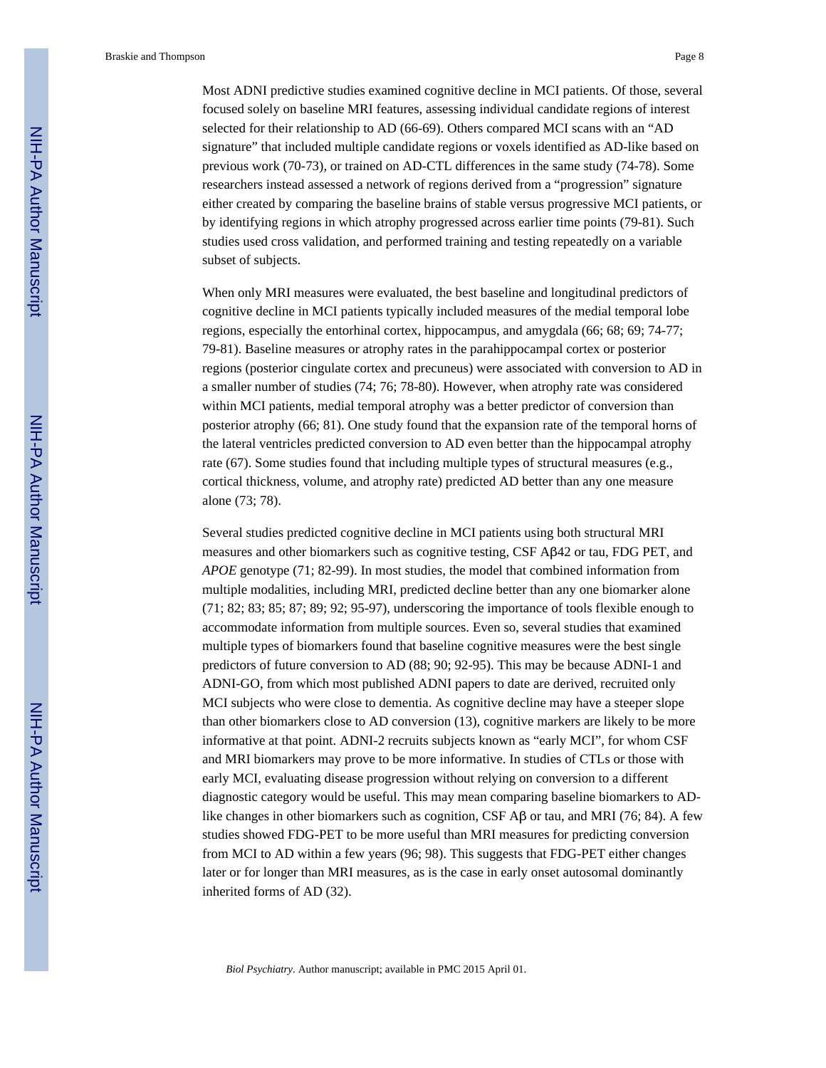Most ADNI predictive studies examined cognitive decline in MCI patients. Of those, several focused solely on baseline MRI features, assessing individual candidate regions of interest selected for their relationship to AD (66-69). Others compared MCI scans with an "AD signature" that included multiple candidate regions or voxels identified as AD-like based on previous work (70-73), or trained on AD-CTL differences in the same study (74-78). Some researchers instead assessed a network of regions derived from a "progression" signature either created by comparing the baseline brains of stable versus progressive MCI patients, or by identifying regions in which atrophy progressed across earlier time points (79-81). Such studies used cross validation, and performed training and testing repeatedly on a variable subset of subjects.

When only MRI measures were evaluated, the best baseline and longitudinal predictors of cognitive decline in MCI patients typically included measures of the medial temporal lobe regions, especially the entorhinal cortex, hippocampus, and amygdala (66; 68; 69; 74-77; 79-81). Baseline measures or atrophy rates in the parahippocampal cortex or posterior regions (posterior cingulate cortex and precuneus) were associated with conversion to AD in a smaller number of studies (74; 76; 78-80). However, when atrophy rate was considered within MCI patients, medial temporal atrophy was a better predictor of conversion than posterior atrophy (66; 81). One study found that the expansion rate of the temporal horns of the lateral ventricles predicted conversion to AD even better than the hippocampal atrophy rate (67). Some studies found that including multiple types of structural measures (e.g., cortical thickness, volume, and atrophy rate) predicted AD better than any one measure alone (73; 78).

Several studies predicted cognitive decline in MCI patients using both structural MRI measures and other biomarkers such as cognitive testing, CSF Aβ42 or tau, FDG PET, and *APOE* genotype (71; 82-99). In most studies, the model that combined information from multiple modalities, including MRI, predicted decline better than any one biomarker alone (71; 82; 83; 85; 87; 89; 92; 95-97), underscoring the importance of tools flexible enough to accommodate information from multiple sources. Even so, several studies that examined multiple types of biomarkers found that baseline cognitive measures were the best single predictors of future conversion to AD (88; 90; 92-95). This may be because ADNI-1 and ADNI-GO, from which most published ADNI papers to date are derived, recruited only MCI subjects who were close to dementia. As cognitive decline may have a steeper slope than other biomarkers close to AD conversion (13), cognitive markers are likely to be more informative at that point. ADNI-2 recruits subjects known as "early MCI", for whom CSF and MRI biomarkers may prove to be more informative. In studies of CTLs or those with early MCI, evaluating disease progression without relying on conversion to a different diagnostic category would be useful. This may mean comparing baseline biomarkers to AD-like changes in other biomarkers such as cognition, CSF Aβ or tau, and MRI (76; 84). A few studies showed FDG-PET to be more useful than MRI measures for predicting conversion from MCI to AD within a few years (96; 98). This suggests that FDG-PET either changes later or for longer than MRI measures, as is the case in early onset autosomal dominantly inherited forms of AD (32).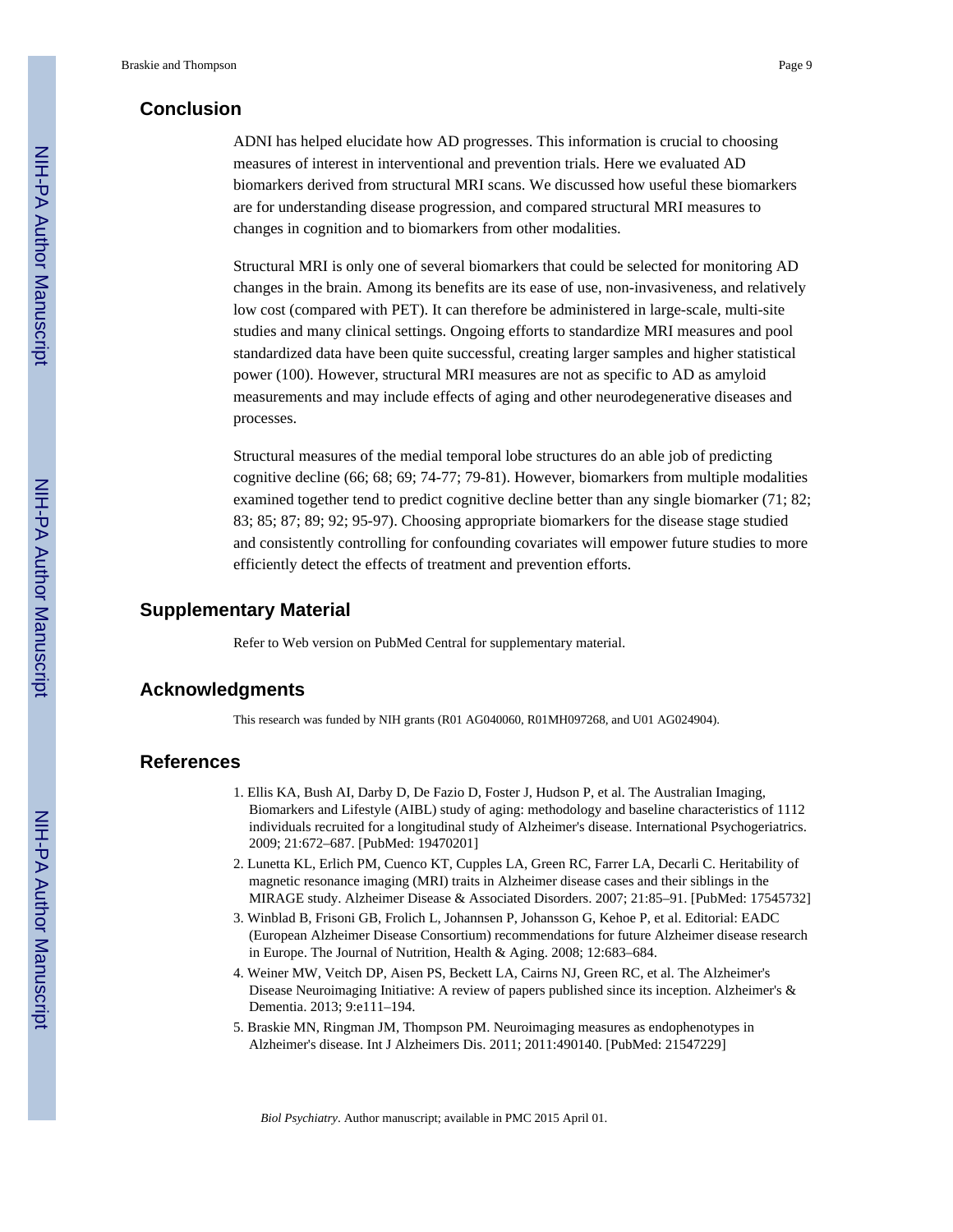## Conclusion

ADNI has helped elucidate how AD progresses. This information is crucial to choosing measures of interest in interventional and prevention trials. Here we evaluated AD biomarkers derived from structural MRI scans. We discussed how useful these biomarkers are for understanding disease progression, and compared structural MRI measures to changes in cognition and to biomarkers from other modalities.

Structural MRI is only one of several biomarkers that could be selected for monitoring AD changes in the brain. Among its benefits are its ease of use, non-invasiveness, and relatively low cost (compared with PET). It can therefore be administered in large-scale, multi-site studies and many clinical settings. Ongoing efforts to standardize MRI measures and pool standardized data have been quite successful, creating larger samples and higher statistical power (100). However, structural MRI measures are not as specific to AD as amyloid measurements and may include effects of aging and other neurodegenerative diseases and processes.

Structural measures of the medial temporal lobe structures do an able job of predicting cognitive decline (66; 68; 69; 74-77; 79-81). However, biomarkers from multiple modalities examined together tend to predict cognitive decline better than any single biomarker (71; 82; 83; 85; 87; 89; 92; 95-97). Choosing appropriate biomarkers for the disease stage studied and consistently controlling for confounding covariates will empower future studies to more efficiently detect the effects of treatment and prevention efforts.

## Supplementary Material

Refer to Web version on PubMed Central for supplementary material.

## Acknowledgments

This research was funded by NIH grants (R01 AG040060, R01MH097268, and U01 AG024904).

## References

1. Ellis KA, Bush AI, Darby D, De Fazio D, Foster J, Hudson P, et al. The Australian Imaging, Biomarkers and Lifestyle (AIBL) study of aging: methodology and baseline characteristics of 1112 individuals recruited for a longitudinal study of Alzheimer's disease. International Psychogeriatrics. 2009; 21:672–687. [PubMed: 19470201]
2. Lunetta KL, Erlich PM, Cuenco KT, Cupples LA, Green RC, Farrer LA, Decarli C. Heritability of magnetic resonance imaging (MRI) traits in Alzheimer disease cases and their siblings in the MIRAGE study. Alzheimer Disease & Associated Disorders. 2007; 21:85–91. [PubMed: 17545732]
3. Winblad B, Frisoni GB, Frolich L, Johannsen P, Johansson G, Kehoe P, et al. Editorial: EADC (European Alzheimer Disease Consortium) recommendations for future Alzheimer disease research in Europe. The Journal of Nutrition, Health & Aging. 2008; 12:683–684.
4. Weiner MW, Veitch DP, Aisen PS, Beckett LA, Cairns NJ, Green RC, et al. The Alzheimer's Disease Neuroimaging Initiative: A review of papers published since its inception. Alzheimer's & Dementia. 2013; 9:e111–194.
5. Braskie MN, Ringman JM, Thompson PM. Neuroimaging measures as endophenotypes in Alzheimer's disease. Int J Alzheimers Dis. 2011; 2011:490140. [PubMed: 21547229]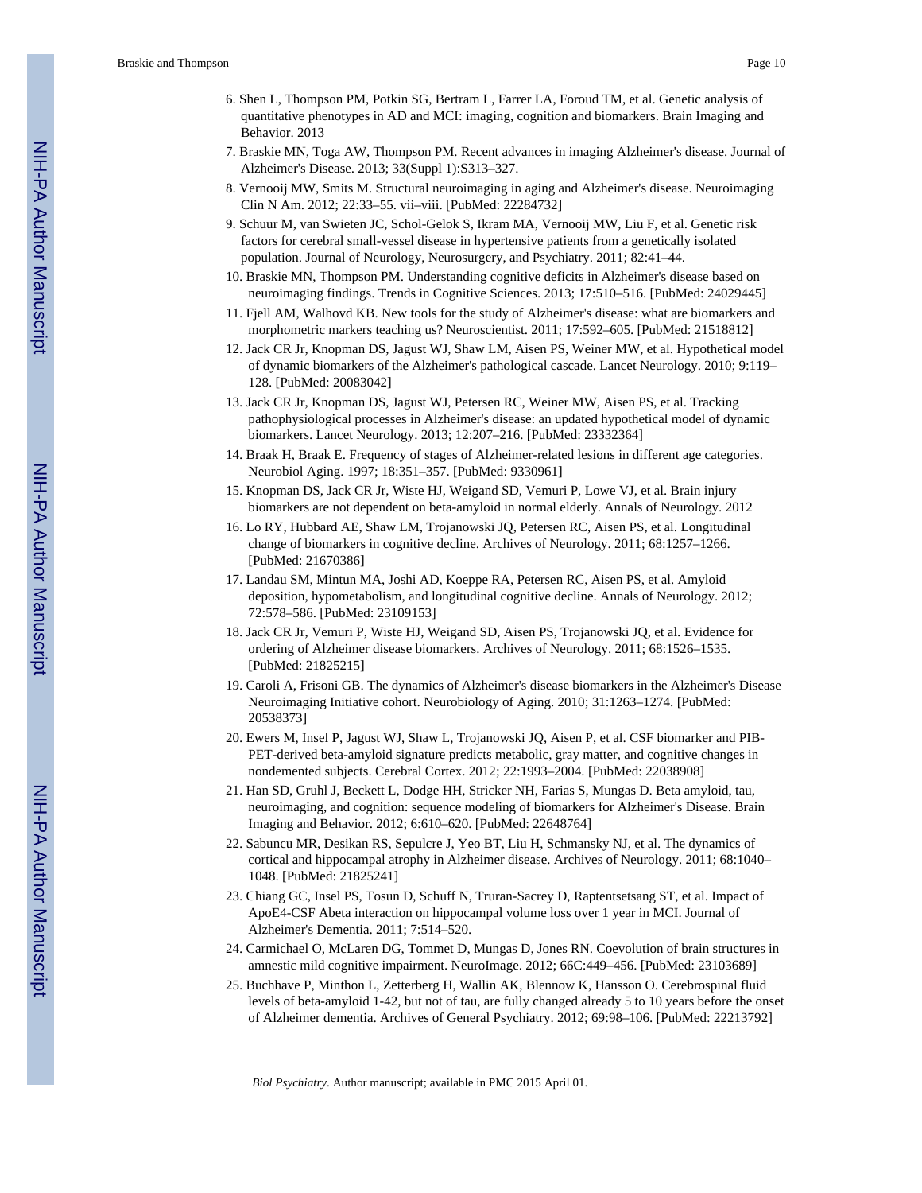6. Shen L, Thompson PM, Potkin SG, Bertram L, Farrer LA, Foroud TM, et al. Genetic analysis of quantitative phenotypes in AD and MCI: imaging, cognition and biomarkers. Brain Imaging and Behavior. 2013
7. Braskie MN, Toga AW, Thompson PM. Recent advances in imaging Alzheimer's disease. Journal of Alzheimer's Disease. 2013; 33(Suppl 1):S313–327.
8. Vernooij MW, Smits M. Structural neuroimaging in aging and Alzheimer's disease. Neuroimaging Clin N Am. 2012; 22:33–55. vii–viii. [PubMed: 22284732]
9. Schuur M, van Swieten JC, Schol-Gelok S, Ikram MA, Vernooij MW, Liu F, et al. Genetic risk factors for cerebral small-vessel disease in hypertensive patients from a genetically isolated population. Journal of Neurology, Neurosurgery, and Psychiatry. 2011; 82:41–44.
10. Braskie MN, Thompson PM. Understanding cognitive deficits in Alzheimer's disease based on neuroimaging findings. Trends in Cognitive Sciences. 2013; 17:510–516. [PubMed: 24029445]
11. Fjell AM, Walhovd KB. New tools for the study of Alzheimer's disease: what are biomarkers and morphometric markers teaching us? Neuroscientist. 2011; 17:592–605. [PubMed: 21518812]
12. Jack CR Jr, Knopman DS, Jagust WJ, Shaw LM, Aisen PS, Weiner MW, et al. Hypothetical model of dynamic biomarkers of the Alzheimer's pathological cascade. Lancet Neurology. 2010; 9:119–128. [PubMed: 20083042]
13. Jack CR Jr, Knopman DS, Jagust WJ, Petersen RC, Weiner MW, Aisen PS, et al. Tracking pathophysiological processes in Alzheimer's disease: an updated hypothetical model of dynamic biomarkers. Lancet Neurology. 2013; 12:207–216. [PubMed: 23332364]
14. Braak H, Braak E. Frequency of stages of Alzheimer-related lesions in different age categories. Neurobiol Aging. 1997; 18:351–357. [PubMed: 9330961]
15. Knopman DS, Jack CR Jr, Wiste HJ, Weigand SD, Vemuri P, Lowe VJ, et al. Brain injury biomarkers are not dependent on beta-amyloid in normal elderly. Annals of Neurology. 2012
16. Lo RY, Hubbard AE, Shaw LM, Trojanowski JQ, Petersen RC, Aisen PS, et al. Longitudinal change of biomarkers in cognitive decline. Archives of Neurology. 2011; 68:1257–1266. [PubMed: 21670386]
17. Landau SM, Mintun MA, Joshi AD, Koeppe RA, Petersen RC, Aisen PS, et al. Amyloid deposition, hypometabolism, and longitudinal cognitive decline. Annals of Neurology. 2012; 72:578–586. [PubMed: 23109153]
18. Jack CR Jr, Vemuri P, Wiste HJ, Weigand SD, Aisen PS, Trojanowski JQ, et al. Evidence for ordering of Alzheimer disease biomarkers. Archives of Neurology. 2011; 68:1526–1535. [PubMed: 21825215]
19. Caroli A, Frisoni GB. The dynamics of Alzheimer's disease biomarkers in the Alzheimer's Disease Neuroimaging Initiative cohort. Neurobiology of Aging. 2010; 31:1263–1274. [PubMed: 20538373]
20. Ewers M, Insel P, Jagust WJ, Shaw L, Trojanowski JQ, Aisen P, et al. CSF biomarker and PIB-PET-derived beta-amyloid signature predicts metabolic, gray matter, and cognitive changes in nondemented subjects. Cerebral Cortex. 2012; 22:1993–2004. [PubMed: 22038908]
21. Han SD, Gruhl J, Beckett L, Dodge HH, Stricker NH, Farias S, Mungas D. Beta amyloid, tau, neuroimaging, and cognition: sequence modeling of biomarkers for Alzheimer's Disease. Brain Imaging and Behavior. 2012; 6:610–620. [PubMed: 22648764]
22. Sabuncu MR, Desikan RS, Sepulcre J, Yeo BT, Liu H, Schmansky NJ, et al. The dynamics of cortical and hippocampal atrophy in Alzheimer disease. Archives of Neurology. 2011; 68:1040–1048. [PubMed: 21825241]
23. Chiang GC, Insel PS, Tosun D, Schuff N, Truran-Sacrey D, Raptentsetsang ST, et al. Impact of ApoE4-CSF Abeta interaction on hippocampal volume loss over 1 year in MCI. Journal of Alzheimer's Dementia. 2011; 7:514–520.
24. Carmichael O, McLaren DG, Tommet D, Mungas D, Jones RN. Coevolution of brain structures in amnestic mild cognitive impairment. NeuroImage. 2012; 66C:449–456. [PubMed: 23103689]
25. Buchhave P, Minthon L, Zetterberg H, Wallin AK, Blennow K, Hansson O. Cerebrospinal fluid levels of beta-amyloid 1-42, but not of tau, are fully changed already 5 to 10 years before the onset of Alzheimer dementia. Archives of General Psychiatry. 2012; 69:98–106. [PubMed: 22213792]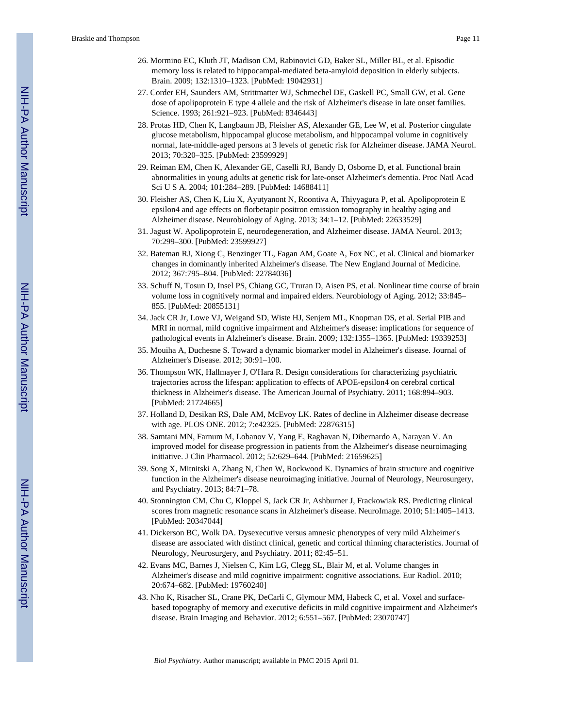26. Mormino EC, Kluth JT, Madison CM, Rabinovici GD, Baker SL, Miller BL, et al. Episodic memory loss is related to hippocampal-mediated beta-amyloid deposition in elderly subjects. Brain. 2009; 132:1310–1323. [PubMed: 19042931]
27. Corder EH, Saunders AM, Strittmatter WJ, Schmechel DE, Gaskell PC, Small GW, et al. Gene dose of apolipoprotein E type 4 allele and the risk of Alzheimer's disease in late onset families. Science. 1993; 261:921–923. [PubMed: 8346443]
28. Protas HD, Chen K, Langbaum JB, Fleisher AS, Alexander GE, Lee W, et al. Posterior cingulate glucose metabolism, hippocampal glucose metabolism, and hippocampal volume in cognitively normal, late-middle-aged persons at 3 levels of genetic risk for Alzheimer disease. JAMA Neurol. 2013; 70:320–325. [PubMed: 23599929]
29. Reiman EM, Chen K, Alexander GE, Caselli RJ, Bandy D, Osborne D, et al. Functional brain abnormalities in young adults at genetic risk for late-onset Alzheimer's dementia. Proc Natl Acad Sci U S A. 2004; 101:284–289. [PubMed: 14688411]
30. Fleisher AS, Chen K, Liu X, Ayutyanont N, Roontiva A, Thiyyagura P, et al. Apolipoprotein E epsilon4 and age effects on florbetapir positron emission tomography in healthy aging and Alzheimer disease. Neurobiology of Aging. 2013; 34:1–12. [PubMed: 22633529]
31. Jagust W. Apolipoprotein E, neurodegeneration, and Alzheimer disease. JAMA Neurol. 2013; 70:299–300. [PubMed: 23599927]
32. Bateman RJ, Xiong C, Benzinger TL, Fagan AM, Goate A, Fox NC, et al. Clinical and biomarker changes in dominantly inherited Alzheimer's disease. The New England Journal of Medicine. 2012; 367:795–804. [PubMed: 22784036]
33. Schuff N, Tosun D, Insel PS, Chiang GC, Truran D, Aisen PS, et al. Nonlinear time course of brain volume loss in cognitively normal and impaired elders. Neurobiology of Aging. 2012; 33:845–855. [PubMed: 20855131]
34. Jack CR Jr, Lowe VJ, Weigand SD, Wiste HJ, Senjem ML, Knopman DS, et al. Serial PIB and MRI in normal, mild cognitive impairment and Alzheimer's disease: implications for sequence of pathological events in Alzheimer's disease. Brain. 2009; 132:1355–1365. [PubMed: 19339253]
35. Mouiha A, Duchesne S. Toward a dynamic biomarker model in Alzheimer's disease. Journal of Alzheimer's Disease. 2012; 30:91–100.
36. Thompson WK, Hallmayer J, O'Hara R. Design considerations for characterizing psychiatric trajectories across the lifespan: application to effects of APOE-epsilon4 on cerebral cortical thickness in Alzheimer's disease. The American Journal of Psychiatry. 2011; 168:894–903. [PubMed: 21724665]
37. Holland D, Desikan RS, Dale AM, McEvoy LK. Rates of decline in Alzheimer disease decrease with age. PLOS ONE. 2012; 7:e42325. [PubMed: 22876315]
38. Samtani MN, Farnum M, Lobanov V, Yang E, Raghavan N, Dibernardo A, Narayan V. An improved model for disease progression in patients from the Alzheimer's disease neuroimaging initiative. J Clin Pharmacol. 2012; 52:629–644. [PubMed: 21659625]
39. Song X, Mitnitski A, Zhang N, Chen W, Rockwood K. Dynamics of brain structure and cognitive function in the Alzheimer's disease neuroimaging initiative. Journal of Neurology, Neurosurgery, and Psychiatry. 2013; 84:71–78.
40. Stonnington CM, Chu C, Kloppel S, Jack CR Jr, Ashburner J, Frackowiak RS. Predicting clinical scores from magnetic resonance scans in Alzheimer's disease. NeuroImage. 2010; 51:1405–1413. [PubMed: 20347044]
41. Dickerson BC, Wolk DA. Dysexecutive versus amnesic phenotypes of very mild Alzheimer's disease are associated with distinct clinical, genetic and cortical thinning characteristics. Journal of Neurology, Neurosurgery, and Psychiatry. 2011; 82:45–51.
42. Evans MC, Barnes J, Nielsen C, Kim LG, Clegg SL, Blair M, et al. Volume changes in Alzheimer's disease and mild cognitive impairment: cognitive associations. Eur Radiol. 2010; 20:674–682. [PubMed: 19760240]
43. Nho K, Risacher SL, Crane PK, DeCarli C, Glymour MM, Habeck C, et al. Voxel and surface-based topography of memory and executive deficits in mild cognitive impairment and Alzheimer's disease. Brain Imaging and Behavior. 2012; 6:551–567. [PubMed: 23070747]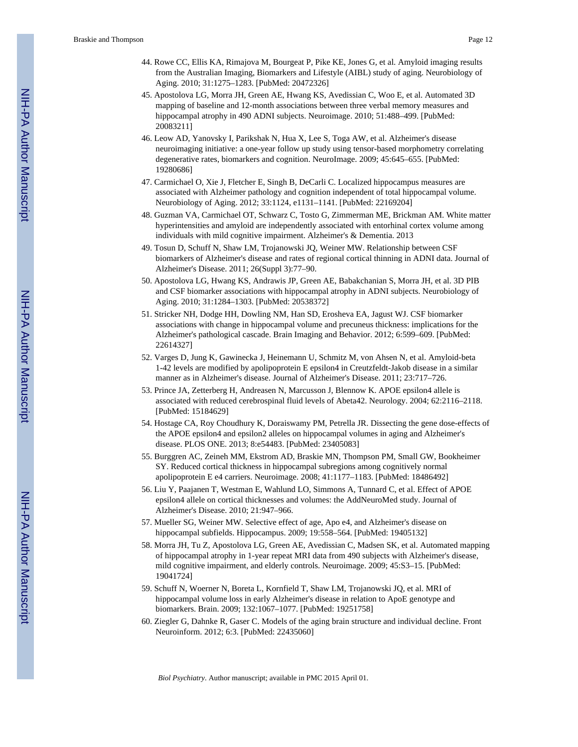44. Rowe CC, Ellis KA, Rimajova M, Bourgeat P, Pike KE, Jones G, et al. Amyloid imaging results from the Australian Imaging, Biomarkers and Lifestyle (AIBL) study of aging. Neurobiology of Aging. 2010; 31:1275–1283. [PubMed: 20472326]
45. Apostolova LG, Morra JH, Green AE, Hwang KS, Avedissian C, Woo E, et al. Automated 3D mapping of baseline and 12-month associations between three verbal memory measures and hippocampal atrophy in 490 ADNI subjects. Neuroimage. 2010; 51:488–499. [PubMed: 20083211]
46. Leow AD, Yanovsky I, Parikshak N, Hua X, Lee S, Toga AW, et al. Alzheimer's disease neuroimaging initiative: a one-year follow up study using tensor-based morphometry correlating degenerative rates, biomarkers and cognition. NeuroImage. 2009; 45:645–655. [PubMed: 19280686]
47. Carmichael O, Xie J, Fletcher E, Singh B, DeCarli C. Localized hippocampus measures are associated with Alzheimer pathology and cognition independent of total hippocampal volume. Neurobiology of Aging. 2012; 33:1124, e1131–1141. [PubMed: 22169204]
48. Guzman VA, Carmichael OT, Schwarz C, Tosto G, Zimmerman ME, Brickman AM. White matter hyperintensities and amyloid are independently associated with entorhinal cortex volume among individuals with mild cognitive impairment. Alzheimer's & Dementia. 2013
49. Tosun D, Schuff N, Shaw LM, Trojanowski JQ, Weiner MW. Relationship between CSF biomarkers of Alzheimer's disease and rates of regional cortical thinning in ADNI data. Journal of Alzheimer's Disease. 2011; 26(Suppl 3):77–90.
50. Apostolova LG, Hwang KS, Andrawis JP, Green AE, Babakchanian S, Morra JH, et al. 3D PIB and CSF biomarker associations with hippocampal atrophy in ADNI subjects. Neurobiology of Aging. 2010; 31:1284–1303. [PubMed: 20538372]
51. Stricker NH, Dodge HH, Dowling NM, Han SD, Erosheva EA, Jagust WJ. CSF biomarker associations with change in hippocampal volume and precuneus thickness: implications for the Alzheimer's pathological cascade. Brain Imaging and Behavior. 2012; 6:599–609. [PubMed: 22614327]
52. Varges D, Jung K, Gawinecka J, Heinemann U, Schmitz M, von Ahsen N, et al. Amyloid-beta 1-42 levels are modified by apolipoprotein E epsilon4 in Creutzfeldt-Jakob disease in a similar manner as in Alzheimer's disease. Journal of Alzheimer's Disease. 2011; 23:717–726.
53. Prince JA, Zetterberg H, Andreasen N, Marcusson J, Blennow K. APOE epsilon4 allele is associated with reduced cerebrospinal fluid levels of Abeta42. Neurology. 2004; 62:2116–2118. [PubMed: 15184629]
54. Hostage CA, Roy Choudhury K, Doraiswamy PM, Petrella JR. Dissecting the gene dose-effects of the APOE epsilon4 and epsilon2 alleles on hippocampal volumes in aging and Alzheimer's disease. PLOS ONE. 2013; 8:e54483. [PubMed: 23405083]
55. Burggren AC, Zeineh MM, Ekstrom AD, Braskie MN, Thompson PM, Small GW, Bookheimer SY. Reduced cortical thickness in hippocampal subregions among cognitively normal apolipoprotein E e4 carriers. Neuroimage. 2008; 41:1177–1183. [PubMed: 18486492]
56. Liu Y, Paajanen T, Westman E, Wahlund LO, Simmons A, Tunnard C, et al. Effect of APOE epsilon4 allele on cortical thicknesses and volumes: the AddNeuroMed study. Journal of Alzheimer's Disease. 2010; 21:947–966.
57. Mueller SG, Weiner MW. Selective effect of age, Apo e4, and Alzheimer's disease on hippocampal subfields. Hippocampus. 2009; 19:558–564. [PubMed: 19405132]
58. Morra JH, Tu Z, Apostolova LG, Green AE, Avedissian C, Madsen SK, et al. Automated mapping of hippocampal atrophy in 1-year repeat MRI data from 490 subjects with Alzheimer's disease, mild cognitive impairment, and elderly controls. Neuroimage. 2009; 45:S3–15. [PubMed: 19041724]
59. Schuff N, Woerner N, Boreta L, Kornfield T, Shaw LM, Trojanowski JQ, et al. MRI of hippocampal volume loss in early Alzheimer's disease in relation to ApoE genotype and biomarkers. Brain. 2009; 132:1067–1077. [PubMed: 19251758]
60. Ziegler G, Dahnke R, Gaser C. Models of the aging brain structure and individual decline. Front Neuroinform. 2012; 6:3. [PubMed: 22435060]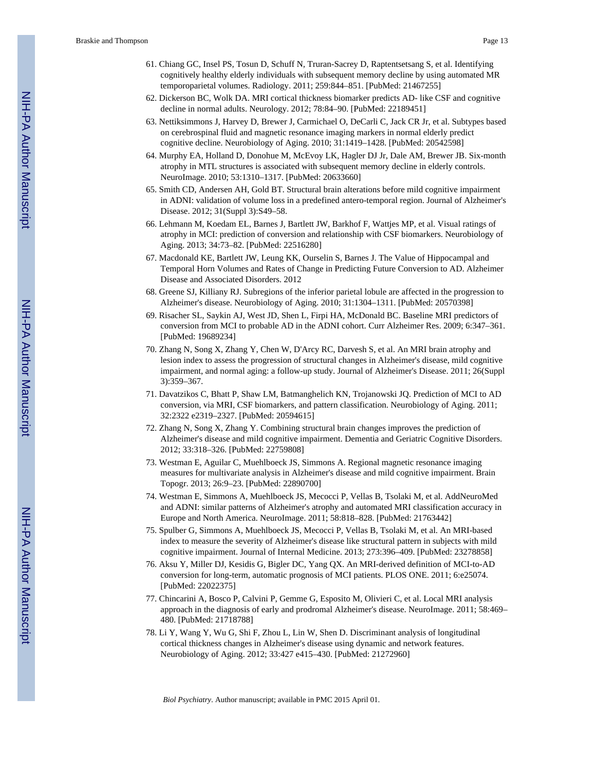61. Chiang GC, Insel PS, Tosun D, Schuff N, Truran-Sacrey D, Raptentsetsang S, et al. Identifying cognitively healthy elderly individuals with subsequent memory decline by using automated MR temporoparietal volumes. Radiology. 2011; 259:844–851. [PubMed: 21467255]
62. Dickerson BC, Wolk DA. MRI cortical thickness biomarker predicts AD- like CSF and cognitive decline in normal adults. Neurology. 2012; 78:84–90. [PubMed: 22189451]
63. Nettiksimmons J, Harvey D, Brewer J, Carmichael O, DeCarli C, Jack CR Jr, et al. Subtypes based on cerebrospinal fluid and magnetic resonance imaging markers in normal elderly predict cognitive decline. Neurobiology of Aging. 2010; 31:1419–1428. [PubMed: 20542598]
64. Murphy EA, Holland D, Donohue M, McEvoy LK, Hagler DJ Jr, Dale AM, Brewer JB. Six-month atrophy in MTL structures is associated with subsequent memory decline in elderly controls. NeuroImage. 2010; 53:1310–1317. [PubMed: 20633660]
65. Smith CD, Andersen AH, Gold BT. Structural brain alterations before mild cognitive impairment in ADNI: validation of volume loss in a predefined antero-temporal region. Journal of Alzheimer's Disease. 2012; 31(Suppl 3):S49–58.
66. Lehmann M, Koedam EL, Barnes J, Bartlett JW, Barkhof F, Wattjes MP, et al. Visual ratings of atrophy in MCI: prediction of conversion and relationship with CSF biomarkers. Neurobiology of Aging. 2013; 34:73–82. [PubMed: 22516280]
67. Macdonald KE, Bartlett JW, Leung KK, Ourselin S, Barnes J. The Value of Hippocampal and Temporal Horn Volumes and Rates of Change in Predicting Future Conversion to AD. Alzheimer Disease and Associated Disorders. 2012
68. Greene SJ, Killiany RJ. Subregions of the inferior parietal lobule are affected in the progression to Alzheimer's disease. Neurobiology of Aging. 2010; 31:1304–1311. [PubMed: 20570398]
69. Risacher SL, Saykin AJ, West JD, Shen L, Firpi HA, McDonald BC. Baseline MRI predictors of conversion from MCI to probable AD in the ADNI cohort. Curr Alzheimer Res. 2009; 6:347–361. [PubMed: 19689234]
70. Zhang N, Song X, Zhang Y, Chen W, D'Arcy RC, Darvesh S, et al. An MRI brain atrophy and lesion index to assess the progression of structural changes in Alzheimer's disease, mild cognitive impairment, and normal aging: a follow-up study. Journal of Alzheimer's Disease. 2011; 26(Suppl 3):359–367.
71. Davatzikos C, Bhatt P, Shaw LM, Batmanghelich KN, Trojanowski JQ. Prediction of MCI to AD conversion, via MRI, CSF biomarkers, and pattern classification. Neurobiology of Aging. 2011; 32:2322 e2319–2327. [PubMed: 20594615]
72. Zhang N, Song X, Zhang Y. Combining structural brain changes improves the prediction of Alzheimer's disease and mild cognitive impairment. Dementia and Geriatric Cognitive Disorders. 2012; 33:318–326. [PubMed: 22759808]
73. Westman E, Aguilar C, Muehlboeck JS, Simmons A. Regional magnetic resonance imaging measures for multivariate analysis in Alzheimer's disease and mild cognitive impairment. Brain Topogr. 2013; 26:9–23. [PubMed: 22890700]
74. Westman E, Simmons A, Muehlboeck JS, Mecocci P, Vellas B, Tsolaki M, et al. AddNeuroMed and ADNI: similar patterns of Alzheimer's atrophy and automated MRI classification accuracy in Europe and North America. NeuroImage. 2011; 58:818–828. [PubMed: 21763442]
75. Spulber G, Simmons A, Muehlboeck JS, Mecocci P, Vellas B, Tsolaki M, et al. An MRI-based index to measure the severity of Alzheimer's disease like structural pattern in subjects with mild cognitive impairment. Journal of Internal Medicine. 2013; 273:396–409. [PubMed: 23278858]
76. Aksu Y, Miller DJ, Kesidis G, Bigler DC, Yang QX. An MRI-derived definition of MCI-to-AD conversion for long-term, automatic prognosis of MCI patients. PLOS ONE. 2011; 6:e25074. [PubMed: 22022375]
77. Chincarini A, Bosco P, Calvini P, Gemme G, Esposito M, Olivieri C, et al. Local MRI analysis approach in the diagnosis of early and prodromal Alzheimer's disease. NeuroImage. 2011; 58:469–480. [PubMed: 21718788]
78. Li Y, Wang Y, Wu G, Shi F, Zhou L, Lin W, Shen D. Discriminant analysis of longitudinal cortical thickness changes in Alzheimer's disease using dynamic and network features. Neurobiology of Aging. 2012; 33:427 e415–430. [PubMed: 21272960]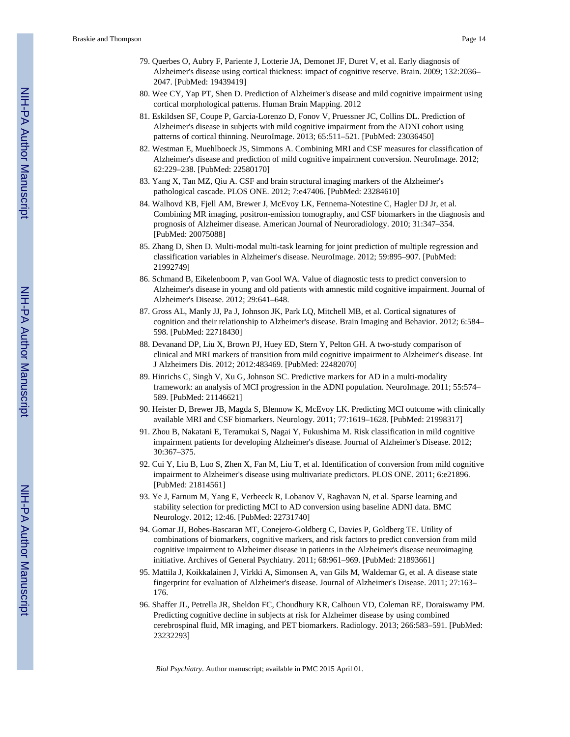79. Querbes O, Aubry F, Pariente J, Lotterie JA, Demonet JF, Duret V, et al. Early diagnosis of Alzheimer's disease using cortical thickness: impact of cognitive reserve. Brain. 2009; 132:2036–2047. [PubMed: 19439419]
80. Wee CY, Yap PT, Shen D. Prediction of Alzheimer's disease and mild cognitive impairment using cortical morphological patterns. Human Brain Mapping. 2012
81. Eskildsen SF, Coupe P, Garcia-Lorenzo D, Fonov V, Pruessner JC, Collins DL. Prediction of Alzheimer's disease in subjects with mild cognitive impairment from the ADNI cohort using patterns of cortical thinning. NeuroImage. 2013; 65:511–521. [PubMed: 23036450]
82. Westman E, Muehlboeck JS, Simmons A. Combining MRI and CSF measures for classification of Alzheimer's disease and prediction of mild cognitive impairment conversion. NeuroImage. 2012; 62:229–238. [PubMed: 22580170]
83. Yang X, Tan MZ, Qiu A. CSF and brain structural imaging markers of the Alzheimer's pathological cascade. PLOS ONE. 2012; 7:e47406. [PubMed: 23284610]
84. Walhovd KB, Fjell AM, Brewer J, McEvoy LK, Fennema-Notestine C, Hagler DJ Jr, et al. Combining MR imaging, positron-emission tomography, and CSF biomarkers in the diagnosis and prognosis of Alzheimer disease. American Journal of Neuroradiology. 2010; 31:347–354. [PubMed: 20075088]
85. Zhang D, Shen D. Multi-modal multi-task learning for joint prediction of multiple regression and classification variables in Alzheimer's disease. NeuroImage. 2012; 59:895–907. [PubMed: 21992749]
86. Schmand B, Eikelenboom P, van Gool WA. Value of diagnostic tests to predict conversion to Alzheimer's disease in young and old patients with amnestic mild cognitive impairment. Journal of Alzheimer's Disease. 2012; 29:641–648.
87. Gross AL, Manly JJ, Pa J, Johnson JK, Park LQ, Mitchell MB, et al. Cortical signatures of cognition and their relationship to Alzheimer's disease. Brain Imaging and Behavior. 2012; 6:584–598. [PubMed: 22718430]
88. Devanand DP, Liu X, Brown PJ, Huey ED, Stern Y, Pelton GH. A two-study comparison of clinical and MRI markers of transition from mild cognitive impairment to Alzheimer's disease. Int J Alzheimers Dis. 2012; 2012:483469. [PubMed: 22482070]
89. Hinrichs C, Singh V, Xu G, Johnson SC. Predictive markers for AD in a multi-modality framework: an analysis of MCI progression in the ADNI population. NeuroImage. 2011; 55:574–589. [PubMed: 21146621]
90. Heister D, Brewer JB, Magda S, Blennow K, McEvoy LK. Predicting MCI outcome with clinically available MRI and CSF biomarkers. Neurology. 2011; 77:1619–1628. [PubMed: 21998317]
91. Zhou B, Nakatani E, Teramukai S, Nagai Y, Fukushima M. Risk classification in mild cognitive impairment patients for developing Alzheimer's disease. Journal of Alzheimer's Disease. 2012; 30:367–375.
92. Cui Y, Liu B, Luo S, Zhen X, Fan M, Liu T, et al. Identification of conversion from mild cognitive impairment to Alzheimer's disease using multivariate predictors. PLOS ONE. 2011; 6:e21896. [PubMed: 21814561]
93. Ye J, Farnum M, Yang E, Verbeeck R, Lobanov V, Raghavan N, et al. Sparse learning and stability selection for predicting MCI to AD conversion using baseline ADNI data. BMC Neurology. 2012; 12:46. [PubMed: 22731740]
94. Gomar JJ, Bobes-Bascaran MT, Conejero-Goldberg C, Davies P, Goldberg TE. Utility of combinations of biomarkers, cognitive markers, and risk factors to predict conversion from mild cognitive impairment to Alzheimer disease in patients in the Alzheimer's disease neuroimaging initiative. Archives of General Psychiatry. 2011; 68:961–969. [PubMed: 21893661]
95. Mattila J, Koikkalainen J, Virkki A, Simonsen A, van Gils M, Waldemar G, et al. A disease state fingerprint for evaluation of Alzheimer's disease. Journal of Alzheimer's Disease. 2011; 27:163–176.
96. Shaffer JL, Petrella JR, Sheldon FC, Choudhury KR, Calhoun VD, Coleman RE, Doraiswamy PM. Predicting cognitive decline in subjects at risk for Alzheimer disease by using combined cerebrospinal fluid, MR imaging, and PET biomarkers. Radiology. 2013; 266:583–591. [PubMed: 23232293]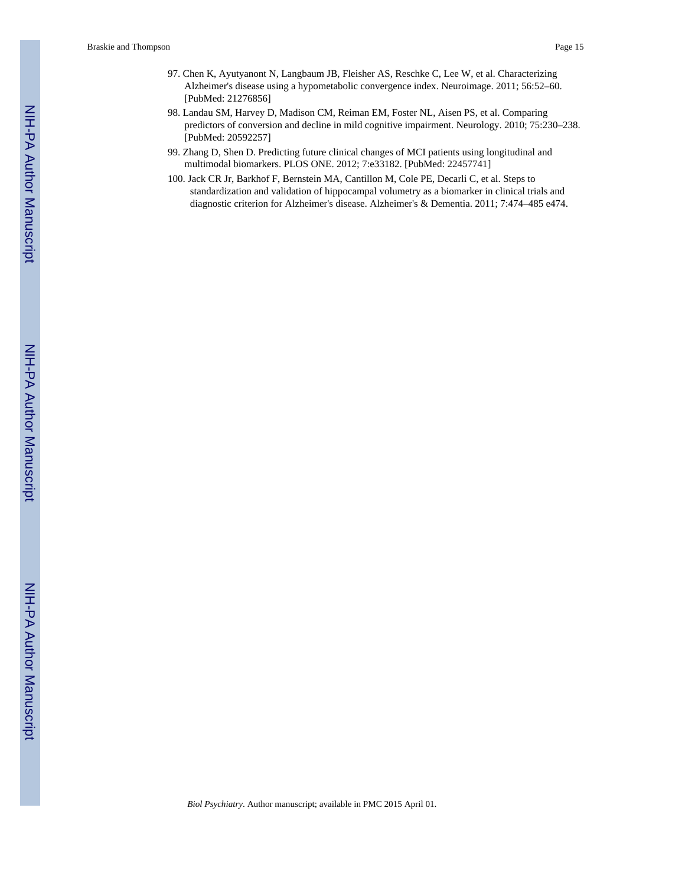97. Chen K, Ayutyanont N, Langbaum JB, Fleisher AS, Reschke C, Lee W, et al. Characterizing Alzheimer's disease using a hypometabolic convergence index. Neuroimage. 2011; 56:52–60. [PubMed: 21276856]

98. Landau SM, Harvey D, Madison CM, Reiman EM, Foster NL, Aisen PS, et al. Comparing predictors of conversion and decline in mild cognitive impairment. Neurology. 2010; 75:230–238. [PubMed: 20592257]

99. Zhang D, Shen D. Predicting future clinical changes of MCI patients using longitudinal and multimodal biomarkers. PLOS ONE. 2012; 7:e33182. [PubMed: 22457741]

100. Jack CR Jr, Barkhof F, Bernstein MA, Cantillon M, Cole PE, Decarli C, et al. Steps to standardization and validation of hippocampal volumetry as a biomarker in clinical trials and diagnostic criterion for Alzheimer's disease. Alzheimer's & Dementia. 2011; 7:474–485 e474.